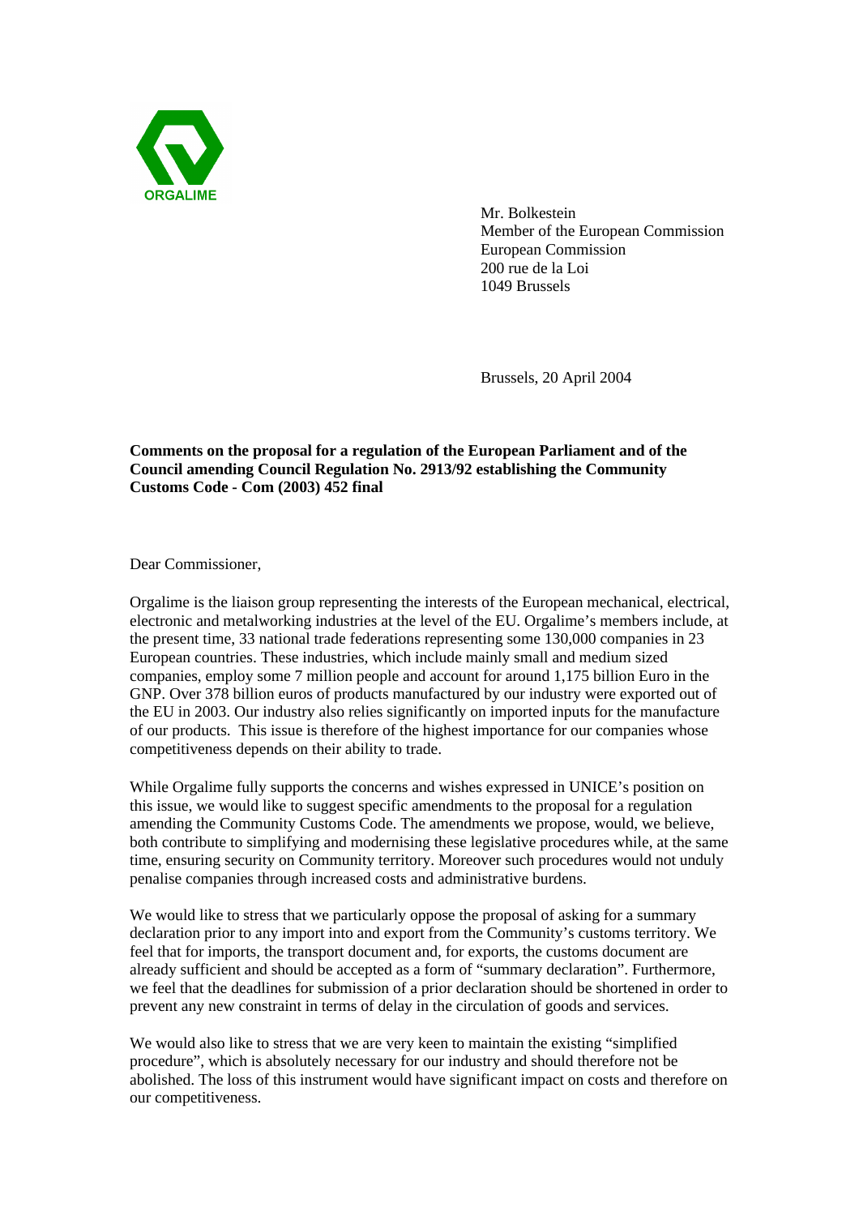ORGALIME

Mr. Bolkestein
Member of the European Commission
European Commission
200 rue de la Loi
1049 Brussels

Brussels, 20 April 2004

**Comments on the proposal for a regulation of the European Parliament and of the Council amending Council Regulation No. 2913/92 establishing the Community Customs Code - Com (2003) 452 final**

Dear Commissioner,

Orgalime is the liaison group representing the interests of the European mechanical, electrical, electronic and metalworking industries at the level of the EU. Orgalime's members include, at the present time, 33 national trade federations representing some 130,000 companies in 23 European countries. These industries, which include mainly small and medium sized companies, employ some 7 million people and account for around 1,175 billion Euro in the GNP. Over 378 billion euros of products manufactured by our industry were exported out of the EU in 2003. Our industry also relies significantly on imported inputs for the manufacture of our products. This issue is therefore of the highest importance for our companies whose competitiveness depends on their ability to trade.

While Orgalime fully supports the concerns and wishes expressed in UNICE's position on this issue, we would like to suggest specific amendments to the proposal for a regulation amending the Community Customs Code. The amendments we propose, would, we believe, both contribute to simplifying and modernising these legislative procedures while, at the same time, ensuring security on Community territory. Moreover such procedures would not unduly penalise companies through increased costs and administrative burdens.

We would like to stress that we particularly oppose the proposal of asking for a summary declaration prior to any import into and export from the Community's customs territory. We feel that for imports, the transport document and, for exports, the customs document are already sufficient and should be accepted as a form of "summary declaration". Furthermore, we feel that the deadlines for submission of a prior declaration should be shortened in order to prevent any new constraint in terms of delay in the circulation of goods and services.

We would also like to stress that we are very keen to maintain the existing "simplified procedure", which is absolutely necessary for our industry and should therefore not be abolished. The loss of this instrument would have significant impact on costs and therefore on our competitiveness.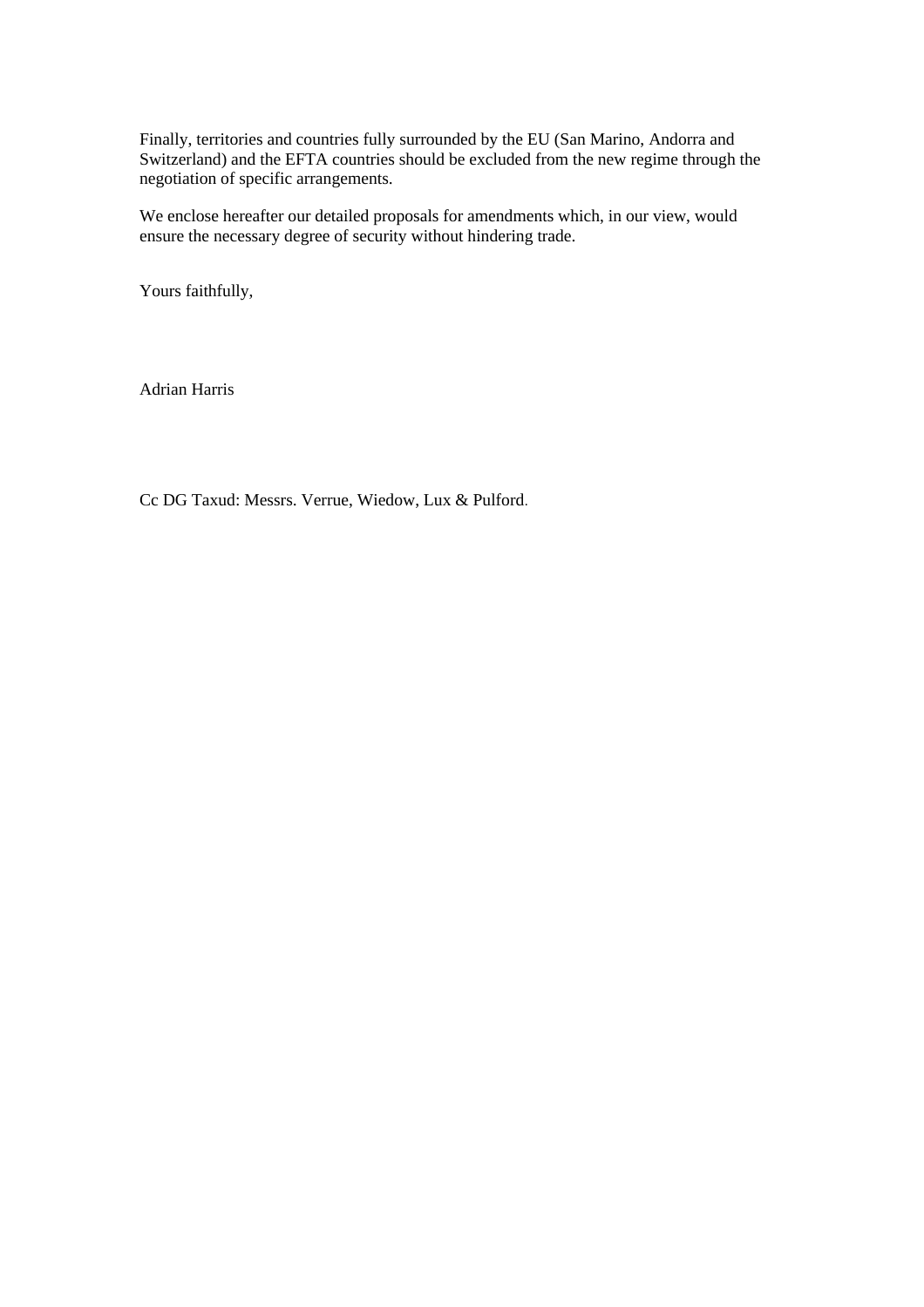Finally, territories and countries fully surrounded by the EU (San Marino, Andorra and Switzerland) and the EFTA countries should be excluded from the new regime through the negotiation of specific arrangements.

We enclose hereafter our detailed proposals for amendments which, in our view, would ensure the necessary degree of security without hindering trade.

Yours faithfully,

Adrian Harris

Cc DG Taxud: Messrs. Verrue, Wiedow, Lux & Pulford.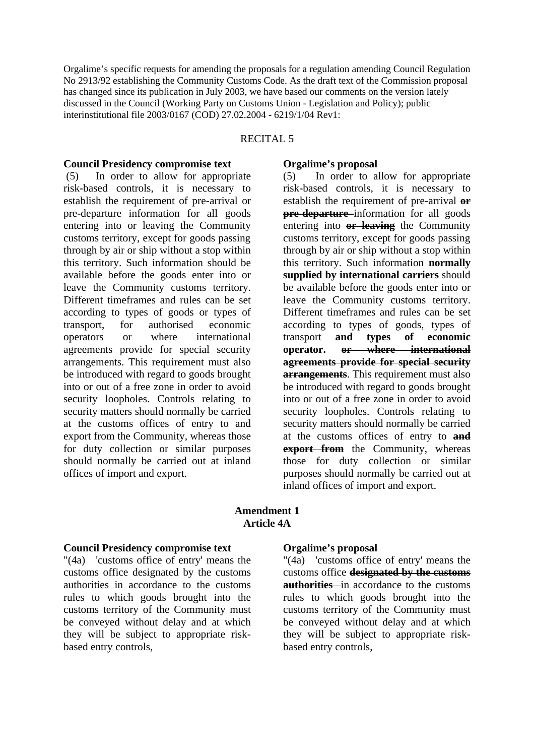Orgalime's specific requests for amending the proposals for a regulation amending Council Regulation No 2913/92 establishing the Community Customs Code. As the draft text of the Commission proposal has changed since its publication in July 2003, we have based our comments on the version lately discussed in the Council (Working Party on Customs Union - Legislation and Policy); public interinstitutional file 2003/0167 (COD) 27.02.2004 - 6219/1/04 Rev1:

## RECITAL 5

| Council Presidency compromise text | Orgalime's proposal |
|---|---|
| (5) In order to allow for appropriate risk-based controls, it is necessary to establish the requirement of pre-arrival or pre-departure information for all goods entering into or leaving the Community customs territory, except for goods passing through by air or ship without a stop within this territory. Such information should be available before the goods enter into or leave the Community customs territory. Different timeframes and rules can be set according to types of goods or types of transport, for authorised economic operators or where international agreements provide for special security arrangements. This requirement must also be introduced with regard to goods brought into or out of a free zone in order to avoid security loopholes. Controls relating to security matters should normally be carried at the customs offices of entry to and export from the Community, whereas those for duty collection or similar purposes should normally be carried out at inland offices of import and export. | (5) In order to allow for appropriate risk-based controls, it is necessary to establish the requirement of pre-arrival ~~**or pre-departure**~~ information for all goods entering into ~~**or leaving**~~ the Community customs territory, except for goods passing through by air or ship without a stop within this territory. Such information **normally supplied by international carriers** should be available before the goods enter into or leave the Community customs territory. Different timeframes and rules can be set according to types of goods, types of transport **and types of economic operator.** ~~**or where international agreements provide for special security arrangements**~~. This requirement must also be introduced with regard to goods brought into or out of a free zone in order to avoid security loopholes. Controls relating to security matters should normally be carried at the customs offices of entry to ~~**and export from**~~ the Community, whereas those for duty collection or similar purposes should normally be carried out at inland offices of import and export. |

## Amendment 1
## Article 4A

| Council Presidency compromise text | Orgalime's proposal |
|---|---|
| "(4a) 'customs office of entry' means the customs office designated by the customs authorities in accordance to the customs rules to which goods brought into the customs territory of the Community must be conveyed without delay and at which they will be subject to appropriate risk-based entry controls, | "(4a) 'customs office of entry' means the customs office ~~**designated by the customs authorities**~~ in accordance to the customs rules to which goods brought into the customs territory of the Community must be conveyed without delay and at which they will be subject to appropriate risk-based entry controls, |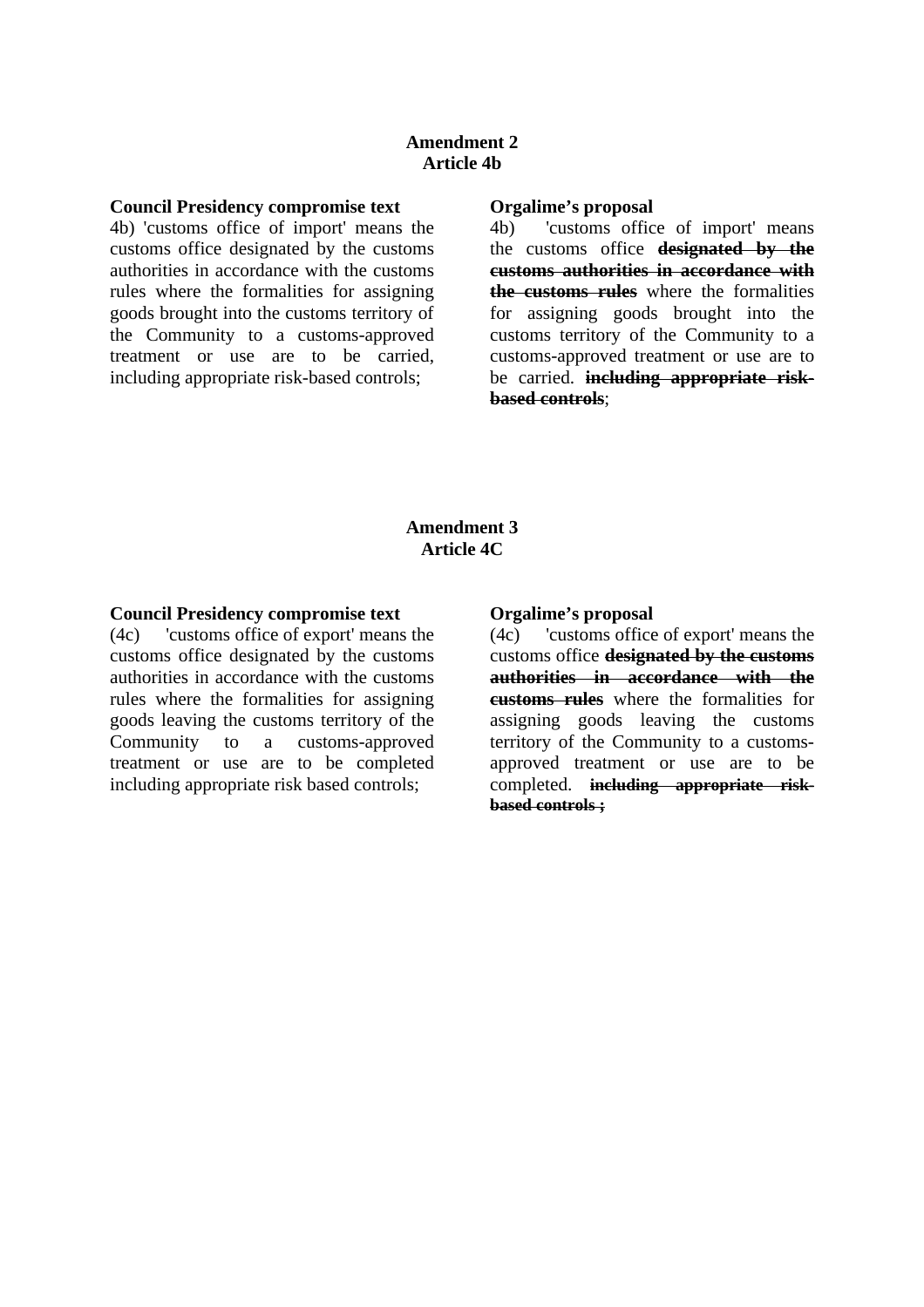**Amendment 2**
**Article 4b**

| **Council Presidency compromise text** | **Orgalime's proposal** |
| --- | --- |
| 4b) 'customs office of import' means the customs office designated by the customs authorities in accordance with the customs rules where the formalities for assigning goods brought into the customs territory of the Community to a customs-approved treatment or use are to be carried, including appropriate risk-based controls; | 4b) 'customs office of import' means the customs office ~~**designated by the customs authorities in accordance with the customs rules**~~ where the formalities for assigning goods brought into the customs territory of the Community to a customs-approved treatment or use are to be carried. ~~**including appropriate risk-based controls**~~; |

**Amendment 3**
**Article 4C**

| **Council Presidency compromise text** | **Orgalime's proposal** |
| --- | --- |
| (4c) 'customs office of export' means the customs office designated by the customs authorities in accordance with the customs rules where the formalities for assigning goods leaving the customs territory of the Community to a customs-approved treatment or use are to be completed including appropriate risk based controls; | (4c) 'customs office of export' means the customs office ~~**designated by the customs authorities in accordance with the customs rules**~~ where the formalities for assigning goods leaving the customs territory of the Community to a customs-approved treatment or use are to be completed. ~~**including appropriate risk-based controls ;**~~ |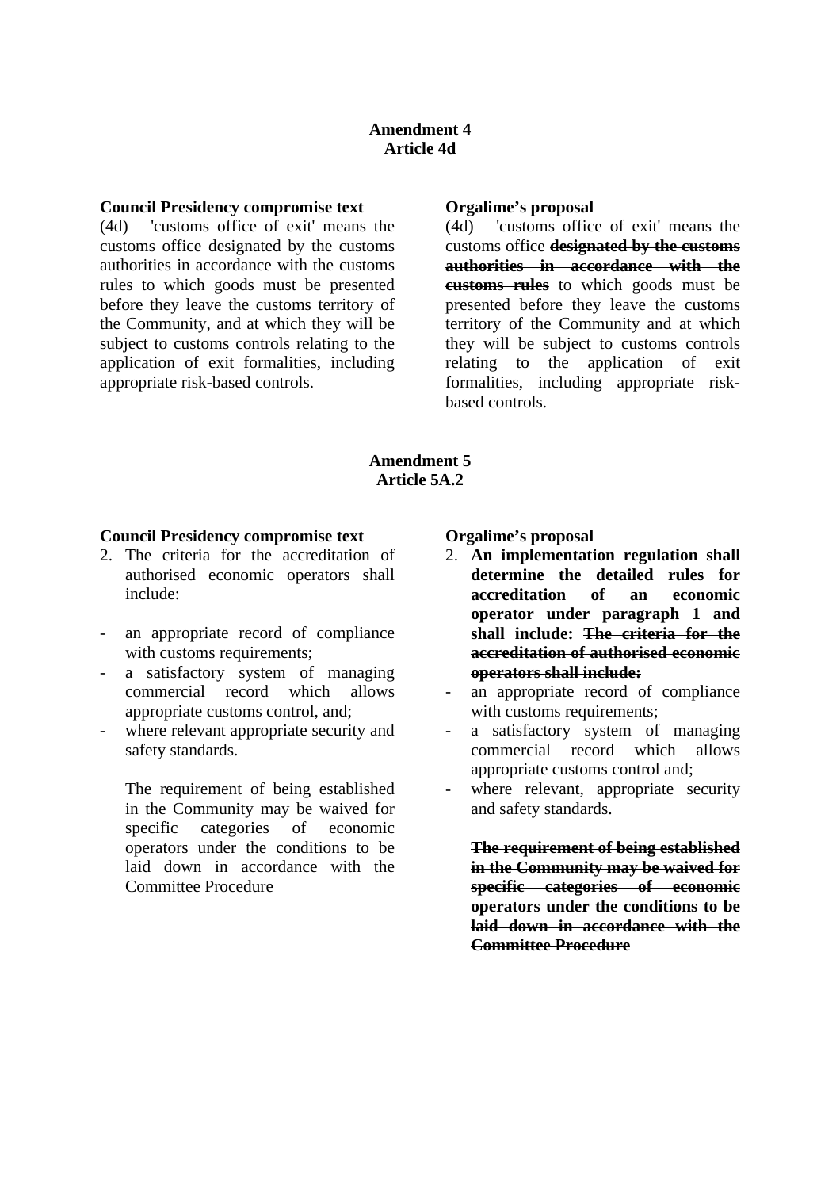**Amendment 4**
**Article 4d**

**Council Presidency compromise text**

(4d) 'customs office of exit' means the customs office designated by the customs authorities in accordance with the customs rules to which goods must be presented before they leave the customs territory of the Community, and at which they will be subject to customs controls relating to the application of exit formalities, including appropriate risk-based controls.

**Orgalime's proposal**

(4d) 'customs office of exit' means the customs office **~~designated by the customs authorities in accordance with the customs rules~~** to which goods must be presented before they leave the customs territory of the Community and at which they will be subject to customs controls relating to the application of exit formalities, including appropriate risk-based controls.

**Amendment 5**
**Article 5A.2**

**Council Presidency compromise text**

2. The criteria for the accreditation of authorised economic operators shall include:

- an appropriate record of compliance with customs requirements;
- a satisfactory system of managing commercial record which allows appropriate customs control, and;
- where relevant appropriate security and safety standards.

The requirement of being established in the Community may be waived for specific categories of economic operators under the conditions to be laid down in accordance with the Committee Procedure

**Orgalime's proposal**

2. **An implementation regulation shall determine the detailed rules for accreditation of an economic operator under paragraph 1 and shall include: ~~The criteria for the accreditation of authorised economic operators shall include:~~**

- an appropriate record of compliance with customs requirements;
- a satisfactory system of managing commercial record which allows appropriate customs control and;
- where relevant, appropriate security and safety standards.

**~~The requirement of being established in the Community may be waived for specific categories of economic operators under the conditions to be laid down in accordance with the Committee Procedure~~**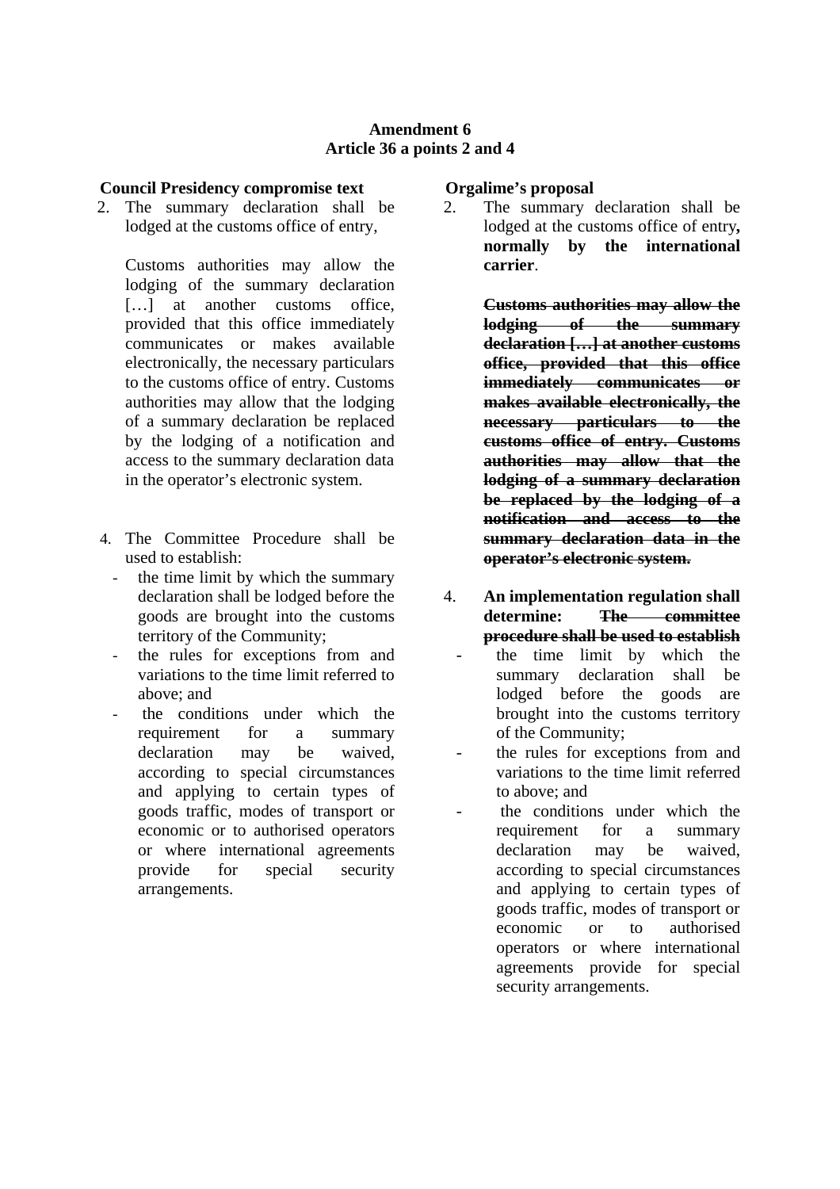**Amendment 6**
**Article 36 a points 2 and 4**

| Council Presidency compromise text | Orgalime's proposal |
|---|---|
| 2. The summary declaration shall be lodged at the customs office of entry,<br><br>Customs authorities may allow the lodging of the summary declaration […] at another customs office, provided that this office immediately communicates or makes available electronically, the necessary particulars to the customs office of entry. Customs authorities may allow that the lodging of a summary declaration be replaced by the lodging of a notification and access to the summary declaration data in the operator's electronic system. | 2. The summary declaration shall be lodged at the customs office of entry**, normally by the international carrier**.<br><br>~~**Customs authorities may allow the lodging of the summary declaration […] at another customs office, provided that this office immediately communicates or makes available electronically, the necessary particulars to the customs office of entry. Customs authorities may allow that the lodging of a summary declaration be replaced by the lodging of a notification and access to the summary declaration data in the operator's electronic system.**~~ |
| 4. The Committee Procedure shall be used to establish:<br>- the time limit by which the summary declaration shall be lodged before the goods are brought into the customs territory of the Community;<br>- the rules for exceptions from and variations to the time limit referred to above; and<br>- the conditions under which the requirement for a summary declaration may be waived, according to special circumstances and applying to certain types of goods traffic, modes of transport or economic or to authorised operators or where international agreements provide for special security arrangements. | 4. **An implementation regulation shall determine:** ~~**The committee procedure shall be used to establish**~~<br>- the time limit by which the summary declaration shall be lodged before the goods are brought into the customs territory of the Community;<br>- the rules for exceptions from and variations to the time limit referred to above; and<br>- the conditions under which the requirement for a summary declaration may be waived, according to special circumstances and applying to certain types of goods traffic, modes of transport or economic or to authorised operators or where international agreements provide for special security arrangements. |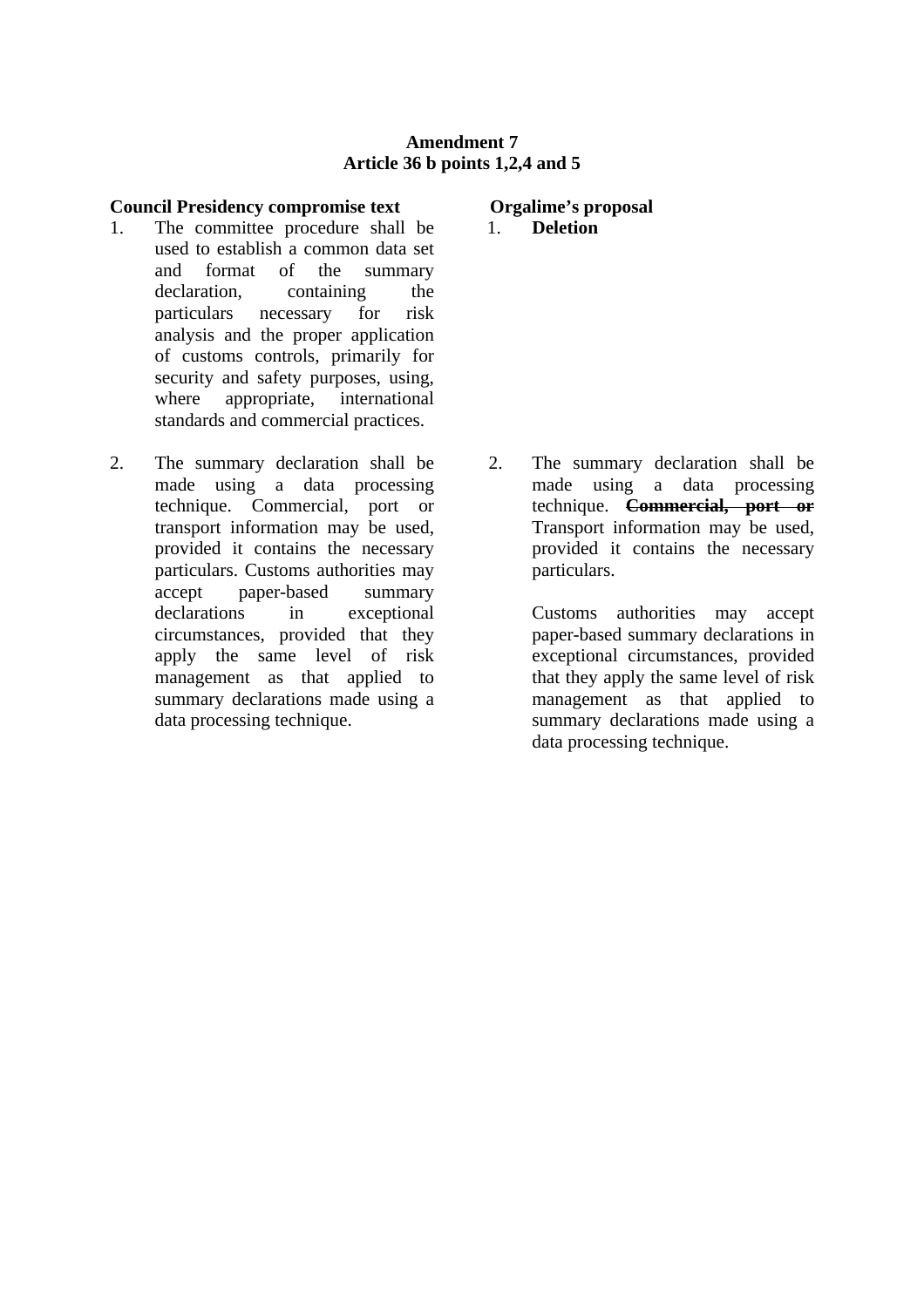**Amendment 7**
**Article 36 b points 1,2,4 and 5**

| **Council Presidency compromise text** | **Orgalime's proposal** |
| --- | --- |
| 1. The committee procedure shall be used to establish a common data set and format of the summary declaration, containing the particulars necessary for risk analysis and the proper application of customs controls, primarily for security and safety purposes, using, where appropriate, international standards and commercial practices. | 1. **Deletion** |
| 2. The summary declaration shall be made using a data processing technique. Commercial, port or transport information may be used, provided it contains the necessary particulars. Customs authorities may accept paper-based summary declarations in exceptional circumstances, provided that they apply the same level of risk management as that applied to summary declarations made using a data processing technique. | 2. The summary declaration shall be made using a data processing technique. ~~**Commercial, port or**~~ Transport information may be used, provided it contains the necessary particulars.<br><br>Customs authorities may accept paper-based summary declarations in exceptional circumstances, provided that they apply the same level of risk management as that applied to summary declarations made using a data processing technique. |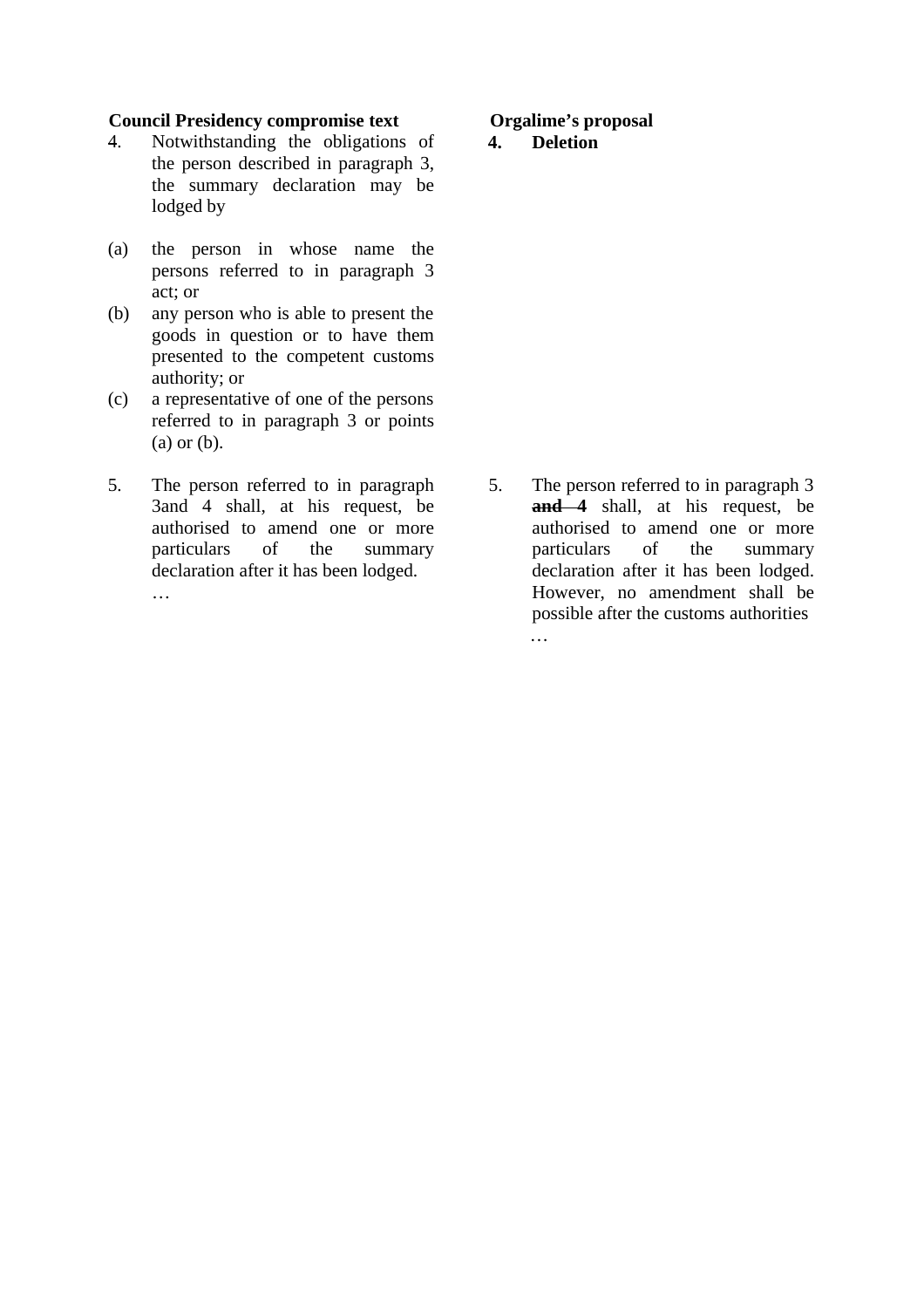| **Council Presidency compromise text** | **Orgalime's proposal** |
|---|---|
| 4. Notwithstanding the obligations of the person described in paragraph 3, the summary declaration may be lodged by<br><br>(a) the person in whose name the persons referred to in paragraph 3 act; or<br>(b) any person who is able to present the goods in question or to have them presented to the competent customs authority; or<br>(c) a representative of one of the persons referred to in paragraph 3 or points (a) or (b). | **4. Deletion** |
| 5. The person referred to in paragraph 3and 4 shall, at his request, be authorised to amend one or more particulars of the summary declaration after it has been lodged.<br>… | 5. The person referred to in paragraph 3 ~~**and 4**~~ shall, at his request, be authorised to amend one or more particulars of the summary declaration after it has been lodged. However, no amendment shall be possible after the customs authorities<br>… |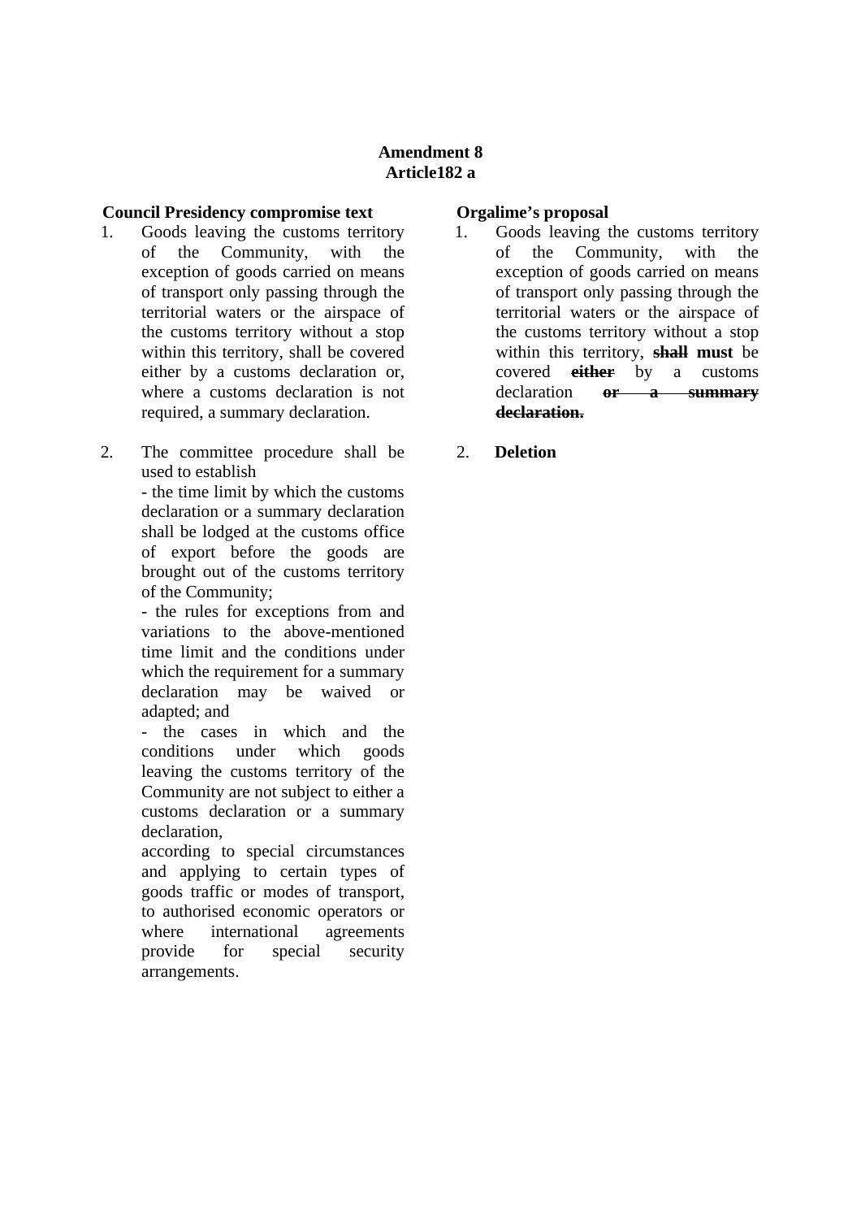**Amendment 8**
**Article182 a**

| Council Presidency compromise text | Orgalime's proposal |
|---|---|
| 1. Goods leaving the customs territory of the Community, with the exception of goods carried on means of transport only passing through the territorial waters or the airspace of the customs territory without a stop within this territory, shall be covered either by a customs declaration or, where a customs declaration is not required, a summary declaration. | 1. Goods leaving the customs territory of the Community, with the exception of goods carried on means of transport only passing through the territorial waters or the airspace of the customs territory without a stop within this territory, ~~**shall**~~ **must** be covered ~~**either**~~ by a customs declaration ~~**or a summary declaration.**~~ |
| 2. The committee procedure shall be used to establish<br>- the time limit by which the customs declaration or a summary declaration shall be lodged at the customs office of export before the goods are brought out of the customs territory of the Community;<br>- the rules for exceptions from and variations to the above-mentioned time limit and the conditions under which the requirement for a summary declaration may be waived or adapted; and<br>- the cases in which and the conditions under which goods leaving the customs territory of the Community are not subject to either a customs declaration or a summary declaration,<br>according to special circumstances and applying to certain types of goods traffic or modes of transport, to authorised economic operators or where international agreements provide for special security arrangements. | 2. **Deletion** |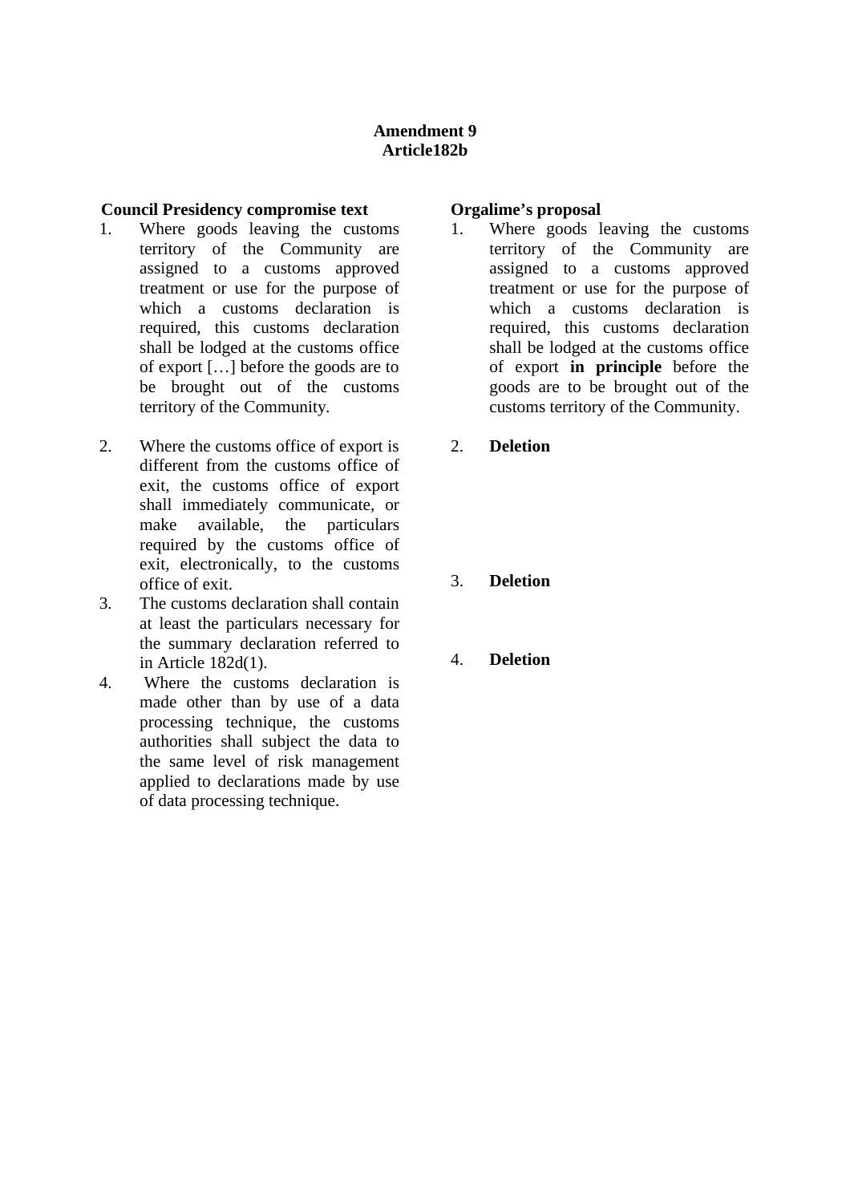**Amendment 9**
**Article182b**

| **Council Presidency compromise text** | **Orgalime's proposal** |
| --- | --- |
| 1. Where goods leaving the customs territory of the Community are assigned to a customs approved treatment or use for the purpose of which a customs declaration is required, this customs declaration shall be lodged at the customs office of export […] before the goods are to be brought out of the customs territory of the Community. | 1. Where goods leaving the customs territory of the Community are assigned to a customs approved treatment or use for the purpose of which a customs declaration is required, this customs declaration shall be lodged at the customs office of export **in principle** before the goods are to be brought out of the customs territory of the Community. |
| 2. Where the customs office of export is different from the customs office of exit, the customs office of export shall immediately communicate, or make available, the particulars required by the customs office of exit, electronically, to the customs office of exit. | 2. **Deletion** |
| 3. The customs declaration shall contain at least the particulars necessary for the summary declaration referred to in Article 182d(1). | 3. **Deletion** |
| 4. Where the customs declaration is made other than by use of a data processing technique, the customs authorities shall subject the data to the same level of risk management applied to declarations made by use of data processing technique. | 4. **Deletion** |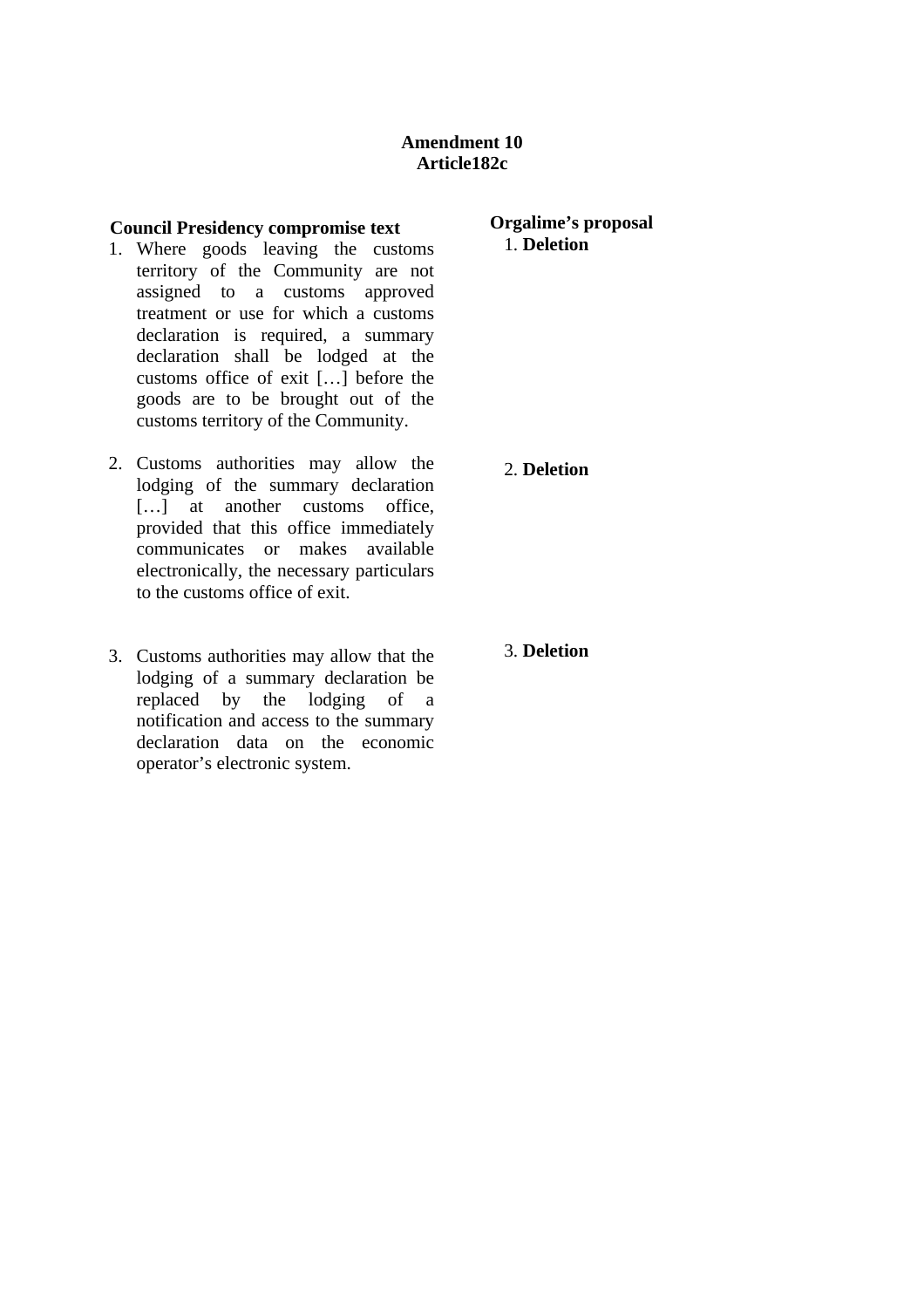**Amendment 10**
**Article182c**

| Council Presidency compromise text | Orgalime's proposal |
|---|---|
| 1. Where goods leaving the customs territory of the Community are not assigned to a customs approved treatment or use for which a customs declaration is required, a summary declaration shall be lodged at the customs office of exit […] before the goods are to be brought out of the customs territory of the Community. | 1. **Deletion** |
| 2. Customs authorities may allow the lodging of the summary declaration […] at another customs office, provided that this office immediately communicates or makes available electronically, the necessary particulars to the customs office of exit. | 2. **Deletion** |
| 3. Customs authorities may allow that the lodging of a summary declaration be replaced by the lodging of a notification and access to the summary declaration data on the economic operator's electronic system. | 3. **Deletion** |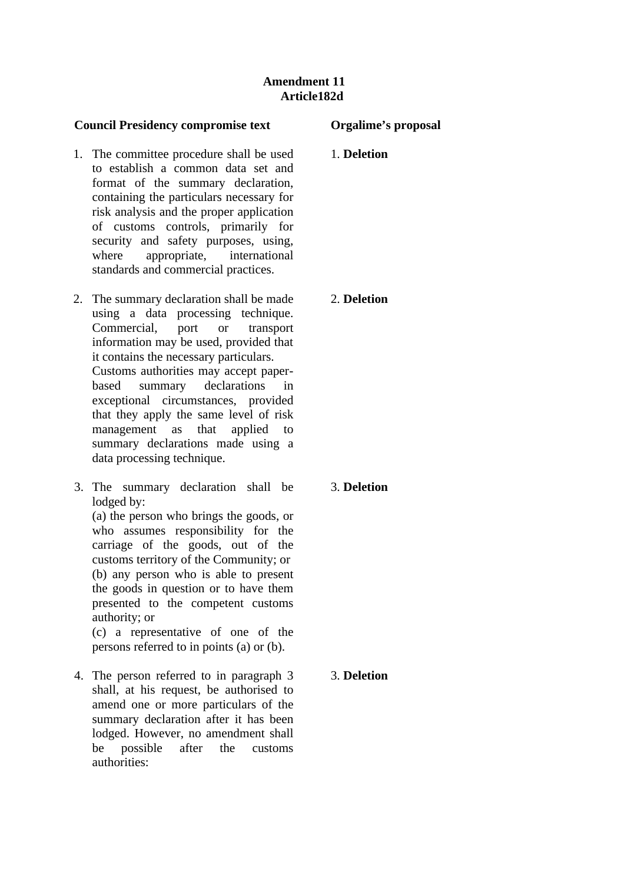**Amendment 11**
**Article182d**

| Council Presidency compromise text | Orgalime's proposal |
|---|---|
| 1. The committee procedure shall be used to establish a common data set and format of the summary declaration, containing the particulars necessary for risk analysis and the proper application of customs controls, primarily for security and safety purposes, using, where appropriate, international standards and commercial practices. | 1. **Deletion** |
| 2. The summary declaration shall be made using a data processing technique. Commercial, port or transport information may be used, provided that it contains the necessary particulars. Customs authorities may accept paper-based summary declarations in exceptional circumstances, provided that they apply the same level of risk management as that applied to summary declarations made using a data processing technique. | 2. **Deletion** |
| 3. The summary declaration shall be lodged by:<br>(a) the person who brings the goods, or who assumes responsibility for the carriage of the goods, out of the customs territory of the Community; or<br>(b) any person who is able to present the goods in question or to have them presented to the competent customs authority; or<br>(c) a representative of one of the persons referred to in points (a) or (b). | 3. **Deletion** |
| 4. The person referred to in paragraph 3 shall, at his request, be authorised to amend one or more particulars of the summary declaration after it has been lodged. However, no amendment shall be possible after the customs authorities: | 3. **Deletion** |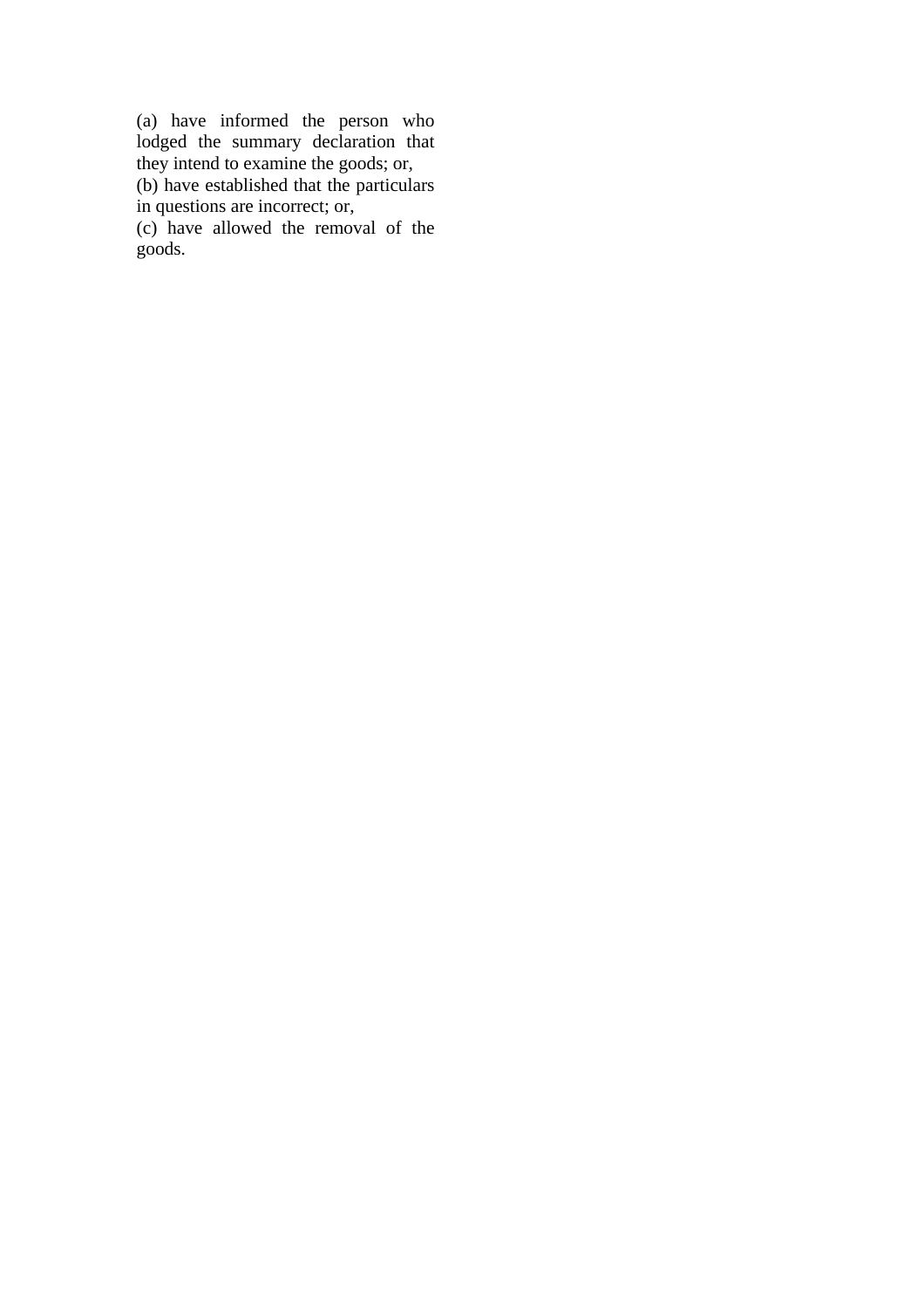(a) have informed the person who lodged the summary declaration that they intend to examine the goods; or,

(b) have established that the particulars in questions are incorrect; or,

(c) have allowed the removal of the goods.